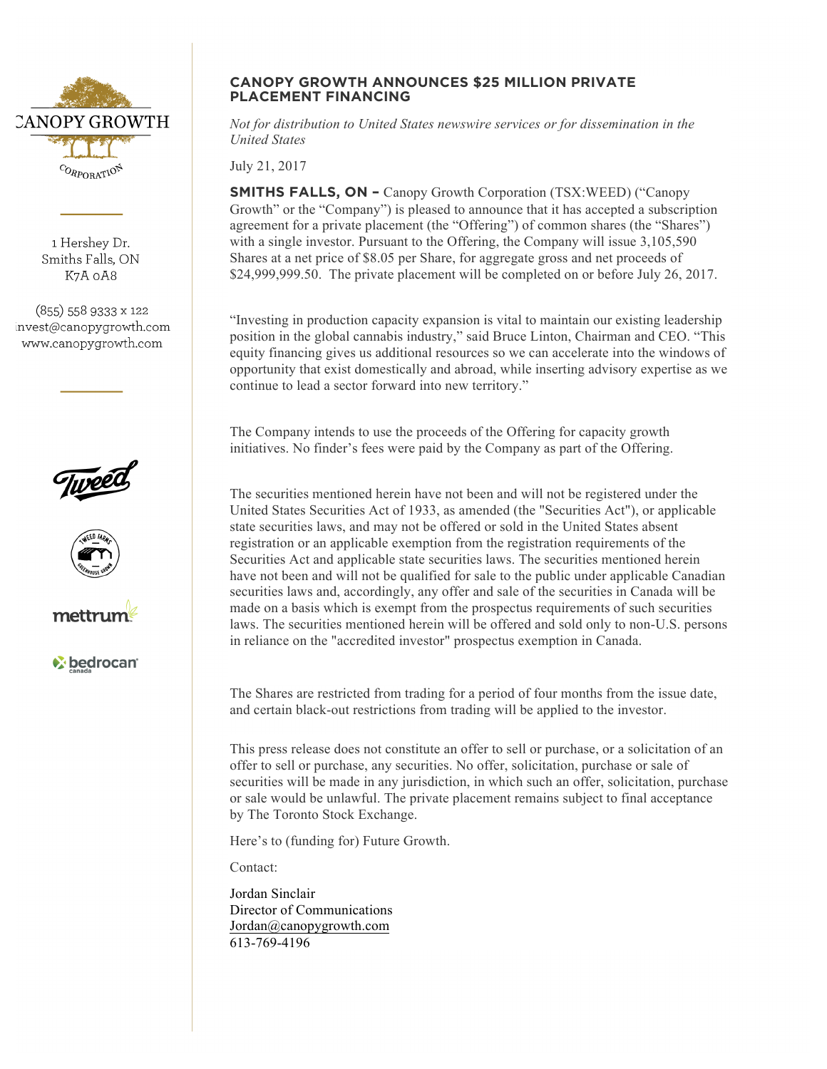CANOPY GROWTH
CORPORATION

1 Hershey Dr.
Smiths Falls, ON
K7A 0A8

(855) 558 9333 x 122
invest@canopygrowth.com
www.canopygrowth.com

# CANOPY GROWTH ANNOUNCES $25 MILLION PRIVATE PLACEMENT FINANCING

*Not for distribution to United States newswire services or for dissemination in the United States*

July 21, 2017

**SMITHS FALLS, ON –** Canopy Growth Corporation (TSX:WEED) ("Canopy Growth" or the "Company") is pleased to announce that it has accepted a subscription agreement for a private placement (the "Offering") of common shares (the "Shares") with a single investor. Pursuant to the Offering, the Company will issue 3,105,590 Shares at a net price of $8.05 per Share, for aggregate gross and net proceeds of $24,999,999.50. The private placement will be completed on or before July 26, 2017.

"Investing in production capacity expansion is vital to maintain our existing leadership position in the global cannabis industry," said Bruce Linton, Chairman and CEO. "This equity financing gives us additional resources so we can accelerate into the windows of opportunity that exist domestically and abroad, while inserting advisory expertise as we continue to lead a sector forward into new territory."

The Company intends to use the proceeds of the Offering for capacity growth initiatives. No finder's fees were paid by the Company as part of the Offering.

The securities mentioned herein have not been and will not be registered under the United States Securities Act of 1933, as amended (the "Securities Act"), or applicable state securities laws, and may not be offered or sold in the United States absent registration or an applicable exemption from the registration requirements of the Securities Act and applicable state securities laws. The securities mentioned herein have not been and will not be qualified for sale to the public under applicable Canadian securities laws and, accordingly, any offer and sale of the securities in Canada will be made on a basis which is exempt from the prospectus requirements of such securities laws. The securities mentioned herein will be offered and sold only to non-U.S. persons in reliance on the "accredited investor" prospectus exemption in Canada.

The Shares are restricted from trading for a period of four months from the issue date, and certain black-out restrictions from trading will be applied to the investor.

This press release does not constitute an offer to sell or purchase, or a solicitation of an offer to sell or purchase, any securities. No offer, solicitation, purchase or sale of securities will be made in any jurisdiction, in which such an offer, solicitation, purchase or sale would be unlawful. The private placement remains subject to final acceptance by The Toronto Stock Exchange.

Here's to (funding for) Future Growth.

Contact:

Jordan Sinclair
Director of Communications
Jordan@canopygrowth.com
613-769-4196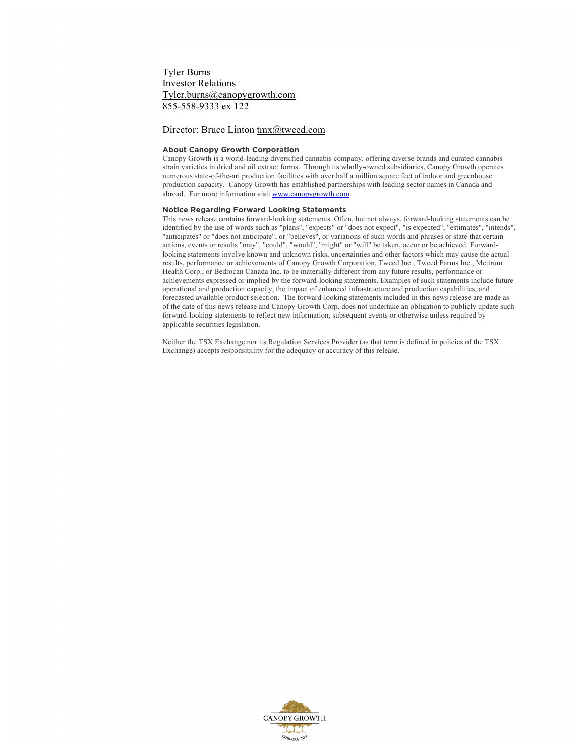Tyler Burns
Investor Relations
Tyler.burns@canopygrowth.com
855-558-9333 ex 122

Director: Bruce Linton tmx@tweed.com

**About Canopy Growth Corporation**

Canopy Growth is a world-leading diversified cannabis company, offering diverse brands and curated cannabis strain varieties in dried and oil extract forms. Through its wholly-owned subsidiaries, Canopy Growth operates numerous state-of-the-art production facilities with over half a million square feet of indoor and greenhouse production capacity. Canopy Growth has established partnerships with leading sector names in Canada and abroad. For more information visit www.canopygrowth.com.

**Notice Regarding Forward Looking Statements**

This news release contains forward-looking statements. Often, but not always, forward-looking statements can be identified by the use of words such as "plans", "expects" or "does not expect", "is expected", "estimates", "intends", "anticipates" or "does not anticipate", or "believes", or variations of such words and phrases or state that certain actions, events or results "may", "could", "would", "might" or "will" be taken, occur or be achieved. Forward-looking statements involve known and unknown risks, uncertainties and other factors which may cause the actual results, performance or achievements of Canopy Growth Corporation, Tweed Inc., Tweed Farms Inc., Mettrum Health Corp., or Bedrocan Canada Inc. to be materially different from any future results, performance or achievements expressed or implied by the forward-looking statements. Examples of such statements include future operational and production capacity, the impact of enhanced infrastructure and production capabilities, and forecasted available product selection. The forward-looking statements included in this news release are made as of the date of this news release and Canopy Growth Corp. does not undertake an obligation to publicly update such forward-looking statements to reflect new information, subsequent events or otherwise unless required by applicable securities legislation.

Neither the TSX Exchange nor its Regulation Services Provider (as that term is defined in policies of the TSX Exchange) accepts responsibility for the adequacy or accuracy of this release.